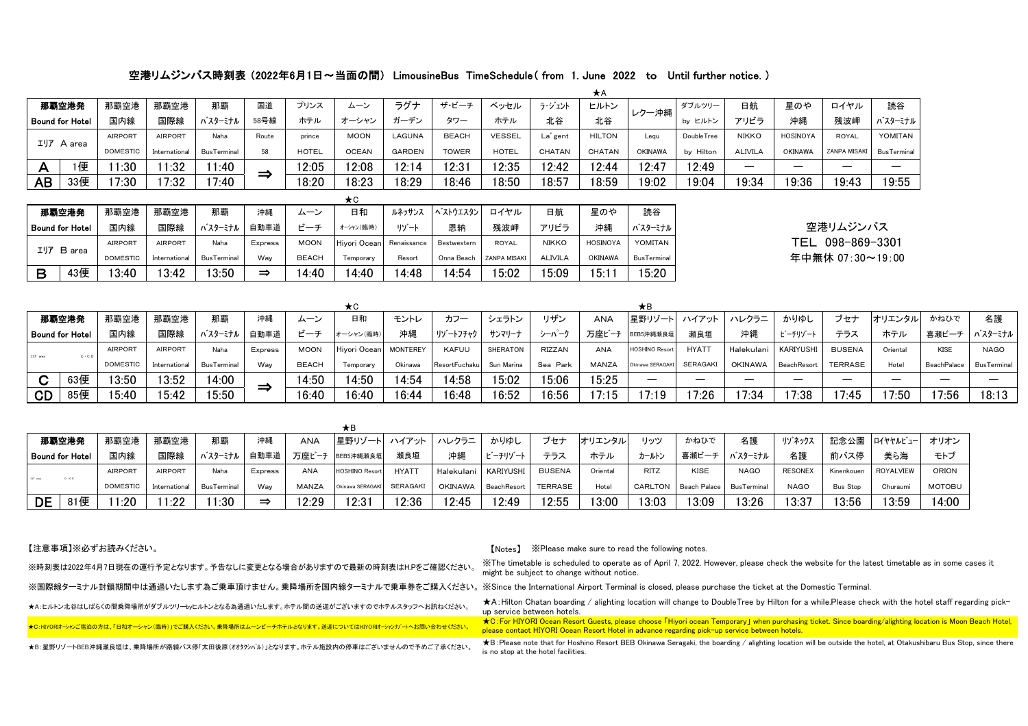# 空港リムジンバス時刻表（2022年6月1日～当面の間） LimousineBus TimeSchedule( from 1. June 2022 to Until further notice. )

| 那覇空港発 Bound for Hotel | | 那覇空港 国内線 AIRPORT DOMESTIC | 那覇空港 国際線 AIRPORT International | 那覇 バスターミナル Naha BusTerminal | 国道 58号線 Route 58 | プリンス ホテル prince HOTEL | ムーン オーシャン MOON OCEAN | ラグナ ガーデン LAGUNA GARDEN | ザ・ビーチ タワー BEACH TOWER | ベッセル ホテル VESSEL HOTEL | ラ・ジェント 北谷 La'gent CHATAN | ★A ヒルトン 北谷 HILTON CHATAN | レクー沖縄 Lequ OKINAWA | ダブルツリー by ヒルトン DoubleTree by Hilton | 日航 アリビラ NIKKO ALIVILA | 星のや 沖縄 HOSINOYA OKINAWA | ロイヤル 残波岬 ROYAL ZANPA MISAKI | 読谷 バスターミナル YOMITAN BusTerminal |
|---|---|---|---|---|---|---|---|---|---|---|---|---|---|---|---|---|---|---|
| エリア A area | | | | | | | | | | | | | | | | | | |
| A | 1便 | 11:30 | 11:32 | 11:40 | ⇒ | 12:05 | 12:08 | 12:14 | 12:31 | 12:35 | 12:42 | 12:44 | 12:47 | 12:49 | — | — | — | — |
| AB | 33便 | 17:30 | 17:32 | 17:40 | ⇒ | 18:20 | 18:23 | 18:29 | 18:46 | 18:50 | 18:57 | 18:59 | 19:02 | 19:04 | 19:34 | 19:36 | 19:43 | 19:55 |

| 那覇空港発 Bound for Hotel | | 那覇空港 国内線 AIRPORT DOMESTIC | 那覇空港 国際線 AIRPORT International | 那覇 バスターミナル Naha BusTerminal | 沖縄 自動車道 Express Way | ムーン ビーチ MOON BEACH | ★C 日和 オーシャン(臨時) Hiyori Ocean Temporary | ルネッサンス リゾート Renaissance Resort | ベストウエスタン 恩納 Bestwestern Onna Beach | ロイヤル 残波岬 ROYAL ZANPA MISAKI | 日航 アリビラ NIKKO ALIVILA | 星のや 沖縄 HOSINOYA OKINAWA | 読谷 バスターミナル YOMITAN BusTerminal |
|---|---|---|---|---|---|---|---|---|---|---|---|---|---|
| エリア B area | | | | | | | | | | | | | |
| B | 43便 | 13:40 | 13:42 | 13:50 | ⇒ | 14:40 | 14:40 | 14:48 | 14:54 | 15:02 | 15:09 | 15:11 | 15:20 |

空港リムジンバス
TEL 098-869-3301
年中無休 07:30～19:00

| 那覇空港発 Bound for Hotel | | 那覇空港 国内線 AIRPORT DOMESTIC | 那覇空港 国際線 AIRPORT International | 那覇 バスターミナル Naha BusTerminal | 沖縄 自動車道 Express Way | ムーン ビーチ MOON BEACH | ★C 日和 オーシャン(臨時) Hiyori Ocean Temporary | モントレ 沖縄 MONTEREY Okinawa | カフー リゾートフチャク KAFUU ResortFuchaku | シェラトン サンマリーナ SHERATON Sun Marina | リザン シーパーク RIZZAN Sea Park | ANA 万座ビーチ ANA MANZA | ★B 星野リゾート BEB5沖縄瀬良垣 HOSHINO Resort Okinawa SERAGAKI | ハイアット 瀬良垣 HYATT SERAGAKI | ハレクラニ 沖縄 Halekulani OKINAWA | かりゆし ビーチリゾート KARIYUSHI BeachResort | ブセナ テラス BUSENA TERRASE | オリエンタル ホテル Oriental Hotel | かねひで 喜瀬ビーチ KISE BeachPalace | 名護 バスターミナル NAGO BusTerminal |
|---|---|---|---|---|---|---|---|---|---|---|---|---|---|---|---|---|---|---|---|---|
| エリア C・D area | | | | | | | | | | | | | | | | | | | | |
| C | 63便 | 13:50 | 13:52 | 14:00 | ⇒ | 14:50 | 14:50 | 14:54 | 14:58 | 15:02 | 15:06 | 15:25 | — | — | — | — | — | — | — | — |
| CD | 85便 | 15:40 | 15:42 | 15:50 | ⇒ | 16:40 | 16:40 | 16:44 | 16:48 | 16:52 | 16:56 | 17:15 | 17:19 | 17:26 | 17:34 | 17:38 | 17:45 | 17:50 | 17:56 | 18:13 |

| 那覇空港発 Bound for Hotel | | 那覇空港 国内線 AIRPORT DOMESTIC | 那覇空港 国際線 AIRPORT International | 那覇 バスターミナル Naha BusTerminal | 沖縄 自動車道 Express Way | ANA 万座ビーチ ANA MANZA | ★B 星野リゾート BEB5沖縄瀬良垣 HOSHINO Resort Okinawa SERAGAKI | ハイアット 瀬良垣 HYATT SERAGAKI | ハレクラニ 沖縄 Halekulani OKINAWA | かりゆし ビーチリゾート KARIYUSHI BeachResort | ブセナ テラス BUSENA TERRASE | オリエンタル ホテル Oriental Hotel | リッツ カールトン RITZ CARLTON | かねひで 喜瀬ビーチ KISE Beach Palace | 名護 バスターミナル NAGO BusTerminal | リゾネックス 名護 RESONEX NAGO | 記念公園 前バス停 Kinenkouen Bus Stop | ロイヤルビュー 美ら海 ROYALVIEW Churaumi | オリオン モトブ ORION MOTOBU |
|---|---|---|---|---|---|---|---|---|---|---|---|---|---|---|---|---|---|---|---|
| エリア D・E area | | | | | | | | | | | | | | | | | | | |
| DE | 81便 | 11:20 | 11:22 | 11:30 | ⇒ | 12:29 | 12:31 | 12:36 | 12:45 | 12:49 | 12:55 | 13:00 | 13:03 | 13:09 | 13:26 | 13:37 | 13:56 | 13:59 | 14:00 |

【注意事項】※必ずお読みください。

※時刻表は2022年4月7日現在の運行予定となります。予告なしに変更となる場合がありますので最新の時刻表はH.Pをご確認ください。

※国際線ターミナル封鎖期間中は通過いたします為ご乗車頂けません。乗降場所を国内線ターミナルで乗車券をご購入ください。

★A：ヒルトン北谷はしばらくの間乗降場所がダブルツリーbyヒルトンとなる為通過いたします。ホテル間の送迎がございますのでホテルスタッフへお訊ねください。

★C：HIYORIオーシャンご宿泊の方は、「日和オーシャン(臨時)」でご購入ください。乗降場所はムーンビーチホテルとなります。送迎についてはHIYORIオーシャンリゾートへお問い合わせください。

★B：星野リゾートBEB沖縄瀬良垣は、乗降場所が路線バス停「太田後原(オオタクシバル)」となります。ホテル施設内の停車はございませんので予めご了承ください。

【Notes】 ※Please make sure to read the following notes.

※The timetable is scheduled to operate as of April 7, 2022. However, please check the website for the latest timetable as in some cases it might be subject to change without notice.

※Since the International Airport Terminal is closed, please purchase the ticket at the Domestic Terminal.

★A：Hilton Chatan boarding / alighting location will change to DoubleTree by Hilton for a while.Please check with the hotel staff regarding pick-up service between hotels.

★C：For HIYORI Ocean Resort Guests, please choose「Hiyori ocean Temporary」when purchasing ticket. Since boarding/alighting location is Moon Beach Hotel, please contact HIYORI Ocean Resort Hotel in advance regarding pick-up service between hotels.

★B：Please note that for Hoshino Resort BEB Okinawa Seragaki, the boarding / alighting location will be outside the hotel, at Otakushibaru Bus Stop, since there is no stop at the hotel facilities.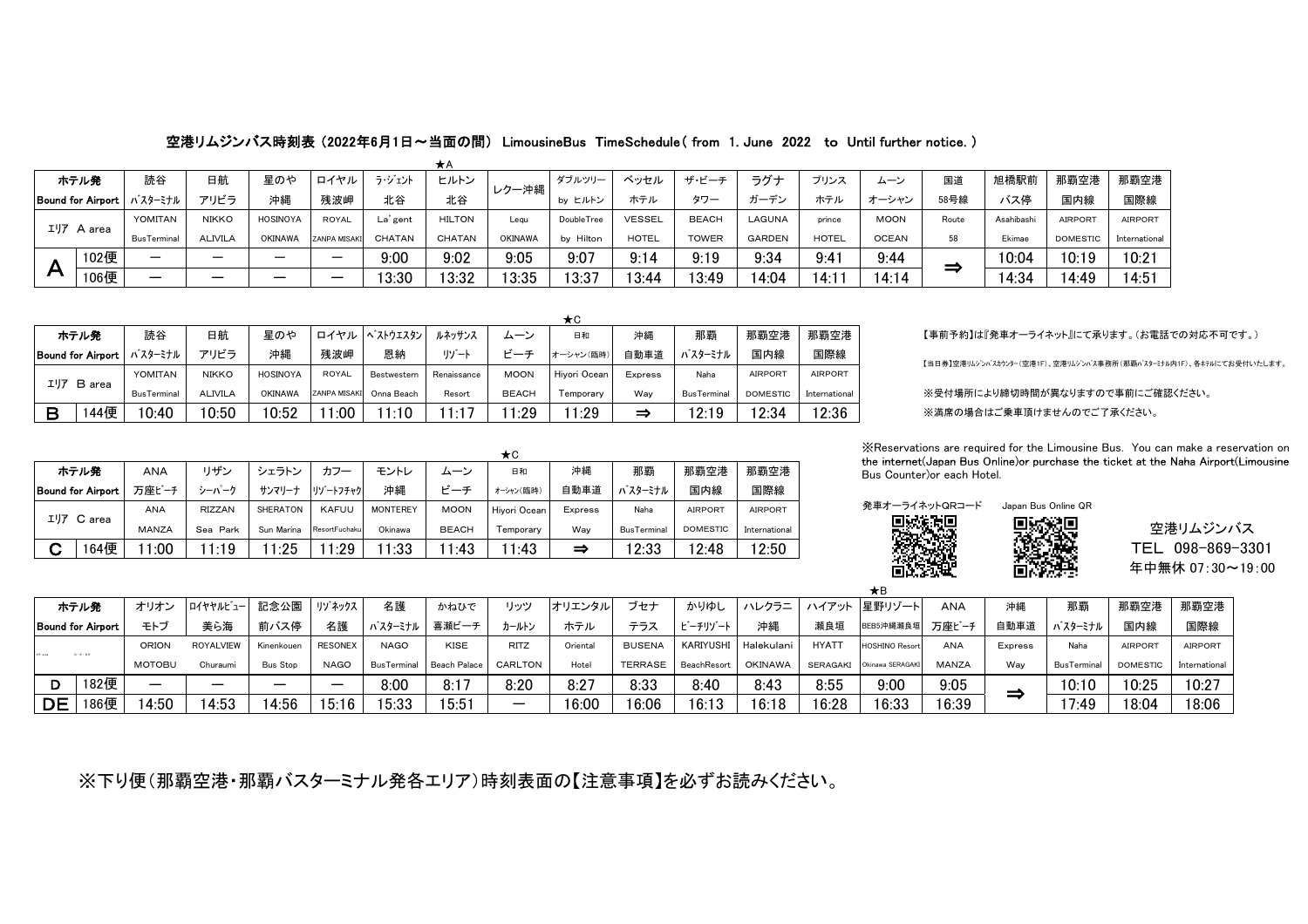# 空港リムジンバス時刻表（2022年6月1日～当面の間） LimousineBus TimeSchedule( from 1. June 2022 to Until further notice. )

| ホテル発 | | 読谷 | 日航 | 星のや | ロイヤル | ラ・ジェント | ★A ヒルトン | レクー沖縄 | ダブルツリー | ベッセル | ザ・ビーチ | ラグナ | プリンス | ムーン | 国道 | 旭橋駅前 | 那覇空港 | 那覇空港 |
|---|---|---|---|---|---|---|---|---|---|---|---|---|---|---|---|---|---|---|
| Bound for Airport | | バスターミナル | アリビラ | 沖縄 | 残波岬 | 北谷 | 北谷 | | by ヒルトン | ホテル | タワー | ガーデン | ホテル | オーシャン | 58号線 | バス停 | 国内線 | 国際線 |
| エリア A area | | YOMITAN BusTerminal | NIKKO ALIVILA | HOSINOYA OKINAWA | ROYAL ZANPA MISAKI | La'gent CHATAN | HILTON CHATAN | Lequ OKINAWA | DoubleTree by Hilton | VESSEL HOTEL | BEACH TOWER | LAGUNA GARDEN | prince HOTEL | MOON OCEAN | Route 58 | Asahibashi Ekimae | AIRPORT DOMESTIC | AIRPORT International |
| A | 102便 | — | — | — | — | 9:00 | 9:02 | 9:05 | 9:07 | 9:14 | 9:19 | 9:34 | 9:41 | 9:44 | ⇒ | 10:04 | 10:19 | 10:21 |
| A | 106便 | — | — | — | — | 13:30 | 13:32 | 13:35 | 13:37 | 13:44 | 13:49 | 14:04 | 14:11 | 14:14 | ⇒ | 14:34 | 14:49 | 14:51 |

| ホテル発 | | 読谷 | 日航 | 星のや | ロイヤル | ベストウエスタン | ルネッサンス | ムーン | ★C 日和 | 沖縄 | 那覇 | 那覇空港 | 那覇空港 |
|---|---|---|---|---|---|---|---|---|---|---|---|---|---|
| Bound for Airport | | バスターミナル | アリビラ | 沖縄 | 残波岬 | 恩納 | リゾート | ビーチ | オーシャン(臨時) | 自動車道 | バスターミナル | 国内線 | 国際線 |
| エリア B area | | YOMITAN BusTerminal | NIKKO ALIVILA | HOSINOYA OKINAWA | ROYAL ZANPA MISAKI | Bestwestern Onna Beach | Renaissance Resort | MOON BEACH | Hiyori Ocean Temporary | Express Way | Naha BusTerminal | AIRPORT DOMESTIC | AIRPORT International |
| B | 144便 | 10:40 | 10:50 | 10:52 | 11:00 | 11:10 | 11:17 | 11:29 | 11:29 | ⇒ | 12:19 | 12:34 | 12:36 |

| ホテル発 | | ANA | リザン | シェラトン | カフー | モントレ | ムーン | ★C 日和 | 沖縄 | 那覇 | 那覇空港 | 那覇空港 |
|---|---|---|---|---|---|---|---|---|---|---|---|---|
| Bound for Airport | | 万座ビーチ | シーパーク | サンマリーナ | リゾートフチャク | 沖縄 | ビーチ | オーシャン(臨時) | 自動車道 | バスターミナル | 国内線 | 国際線 |
| エリア C area | | ANA MANZA | RIZZAN Sea Park | SHERATON Sun Marina | KAFUU ResortFuchaku | MONTEREY Okinawa | MOON BEACH | Hiyori Ocean Temporary | Express Way | Naha BusTerminal | AIRPORT DOMESTIC | AIRPORT International |
| C | 164便 | 11:00 | 11:19 | 11:25 | 11:29 | 11:33 | 11:43 | 11:43 | ⇒ | 12:33 | 12:48 | 12:50 |

【事前予約】は『発車オーライネット』にて承ります。（お電話での対応不可です。）

【当日券】空港リムジンバスカウンター（空港1F）、空港リムジンバス事務所（那覇バスターミナル内1F）、各ホテルにてお受付いたします。

※受付場所により締切時間が異なりますので事前にご確認ください。

※満席の場合はご乗車頂けませんのでご了承ください。

※Reservations are required for the Limousine Bus. You can make a reservation on the internet(Japan Bus Online)or purchase the ticket at the Naha Airport(Limousine Bus Counter)or each Hotel.

発車オーライネットQRコード　Japan Bus Online QR

空港リムジンバス
TEL 098-869-3301
年中無休 07:30～19:00

| ホテル発 | | オリオン | ロイヤルビュー | 記念公園 | リゾネックス | 名護 | かねひで | リッツ | オリエンタル | ブセナ | かりゆし | ハレクラニ | ハイアット | ★B 星野リゾート | ANA | 沖縄 | 那覇 | 那覇空港 | 那覇空港 |
|---|---|---|---|---|---|---|---|---|---|---|---|---|---|---|---|---|---|---|---|
| Bound for Airport | | モトブ | 美ら海 | 前バス停 | 名護 | バスターミナル | 喜瀬ビーチ | カールトン | ホテル | テラス | ビーチリゾート | 沖縄 | 瀬良垣 | BEB5沖縄瀬良垣 | 万座ビーチ | 自動車道 | バスターミナル | 国内線 | 国際線 |
| | | ORION MOTOBU | ROYALVIEW Churaumi | Kinenkouen Bus Stop | RESONEX NAGO | NAGO BusTerminal | KISE Beach Palace | RITZ CARLTON | Oriental Hotel | BUSENA TERRASE | KARIYUSHI BeachResort | Halekulani OKINAWA | HYATT SERAGAKI | HOSHINO Resort Okinawa SERAGAKI | ANA MANZA | Express Way | Naha BusTerminal | AIRPORT DOMESTIC | AIRPORT International |
| D | 182便 | — | — | — | — | 8:00 | 8:17 | 8:20 | 8:27 | 8:33 | 8:40 | 8:43 | 8:55 | 9:00 | 9:05 | ⇒ | 10:10 | 10:25 | 10:27 |
| DE | 186便 | 14:50 | 14:53 | 14:56 | 15:16 | 15:33 | 15:51 | — | 16:00 | 16:06 | 16:13 | 16:18 | 16:28 | 16:33 | 16:39 | ⇒ | 17:49 | 18:04 | 18:06 |

※下り便（那覇空港・那覇バスターミナル発各エリア）時刻表面の【注意事項】を必ずお読みください。